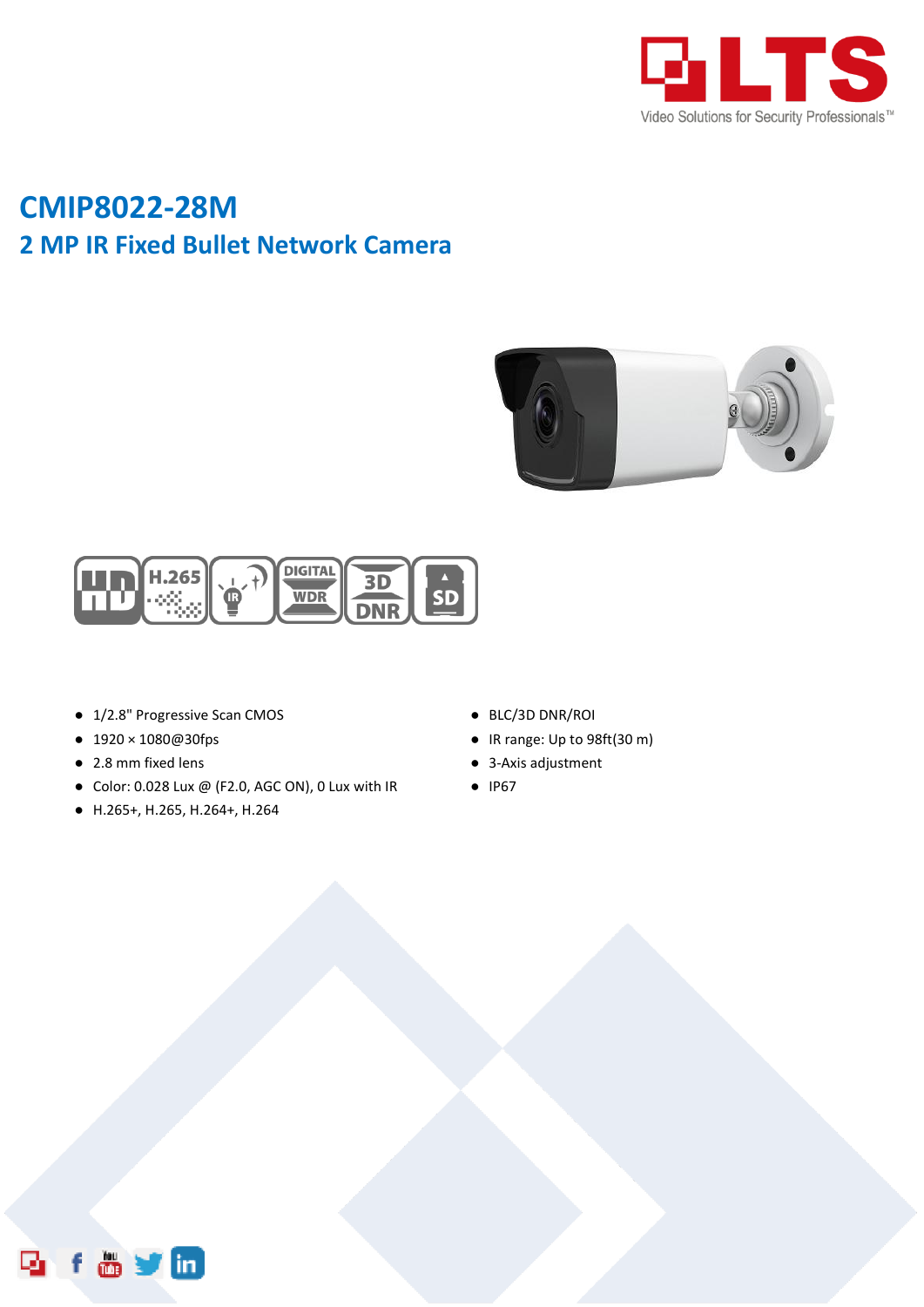# CMIP8022-28M

## 2 MP IR Fixed Bullet Network Camera

- 1/2.8" Progressive Scan CMOS
- 1920 × 1080@30fps
- 2.8 mm fixed lens
- Color: 0.028 Lux @ (F2.0, AGC ON), 0 Lux with IR
- H.265+, H.265, H.264+, H.264
- BLC/3D DNR/ROI
- IR range: Up to 98ft(30 m)
- 3-Axis adjustment
- IP67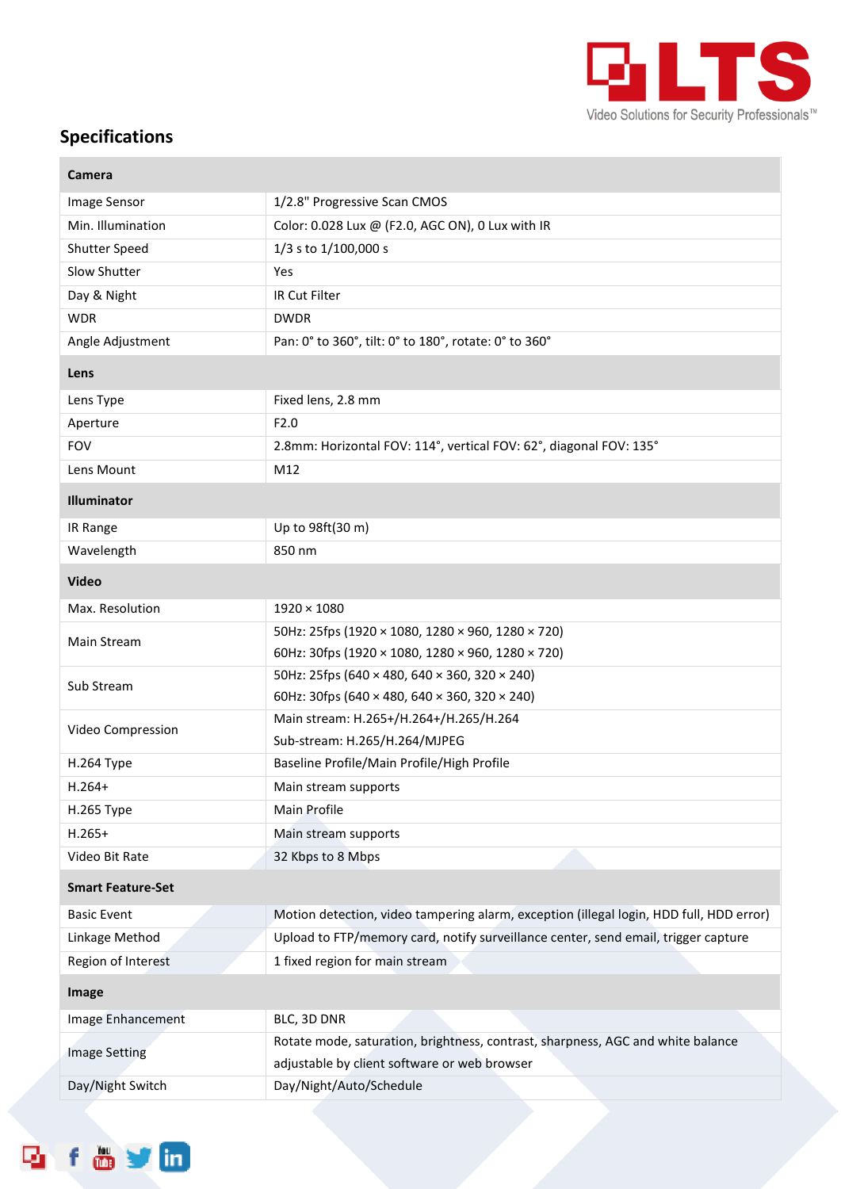## Specifications

| Camera | |
|---|---|
| Image Sensor | 1/2.8" Progressive Scan CMOS |
| Min. Illumination | Color: 0.028 Lux @ (F2.0, AGC ON), 0 Lux with IR |
| Shutter Speed | 1/3 s to 1/100,000 s |
| Slow Shutter | Yes |
| Day & Night | IR Cut Filter |
| WDR | DWDR |
| Angle Adjustment | Pan: 0° to 360°, tilt: 0° to 180°, rotate: 0° to 360° |
| **Lens** | |
| Lens Type | Fixed lens, 2.8 mm |
| Aperture | F2.0 |
| FOV | 2.8mm: Horizontal FOV: 114°, vertical FOV: 62°, diagonal FOV: 135° |
| Lens Mount | M12 |
| **Illuminator** | |
| IR Range | Up to 98ft(30 m) |
| Wavelength | 850 nm |
| **Video** | |
| Max. Resolution | 1920 × 1080 |
| Main Stream | 50Hz: 25fps (1920 × 1080, 1280 × 960, 1280 × 720)<br>60Hz: 30fps (1920 × 1080, 1280 × 960, 1280 × 720) |
| Sub Stream | 50Hz: 25fps (640 × 480, 640 × 360, 320 × 240)<br>60Hz: 30fps (640 × 480, 640 × 360, 320 × 240) |
| Video Compression | Main stream: H.265+/H.264+/H.265/H.264<br>Sub-stream: H.265/H.264/MJPEG |
| H.264 Type | Baseline Profile/Main Profile/High Profile |
| H.264+ | Main stream supports |
| H.265 Type | Main Profile |
| H.265+ | Main stream supports |
| Video Bit Rate | 32 Kbps to 8 Mbps |
| **Smart Feature-Set** | |
| Basic Event | Motion detection, video tampering alarm, exception (illegal login, HDD full, HDD error) |
| Linkage Method | Upload to FTP/memory card, notify surveillance center, send email, trigger capture |
| Region of Interest | 1 fixed region for main stream |
| **Image** | |
| Image Enhancement | BLC, 3D DNR |
| Image Setting | Rotate mode, saturation, brightness, contrast, sharpness, AGC and white balance adjustable by client software or web browser |
| Day/Night Switch | Day/Night/Auto/Schedule |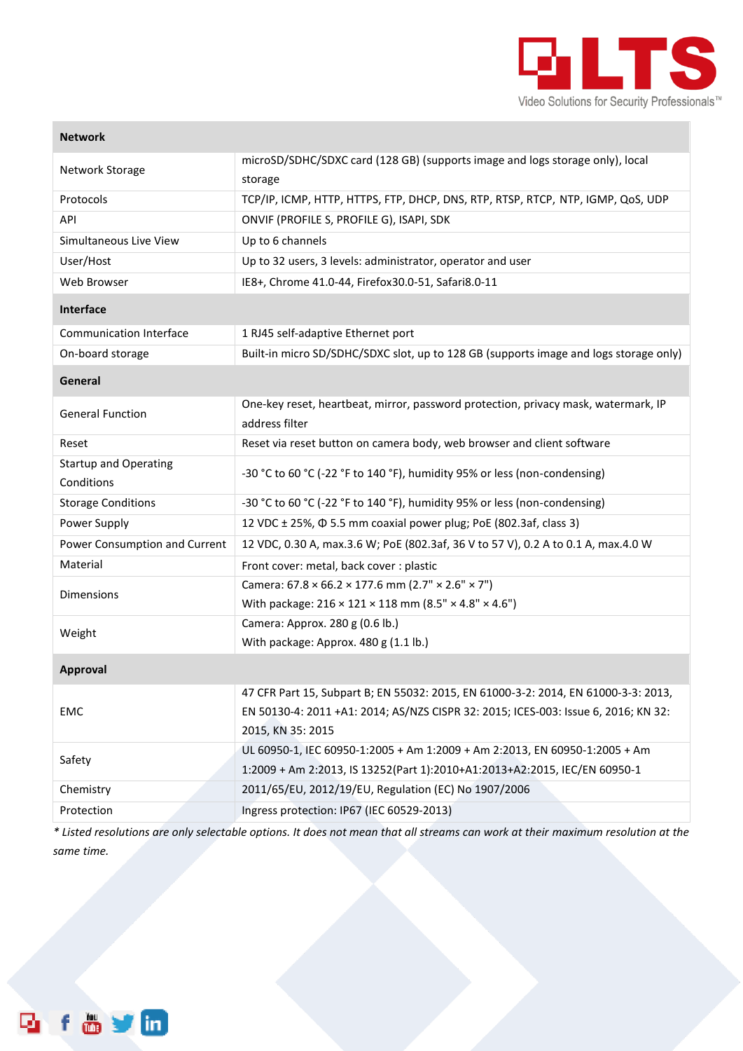| Network | |
|---|---|
| Network Storage | microSD/SDHC/SDXC card (128 GB) (supports image and logs storage only), local storage |
| Protocols | TCP/IP, ICMP, HTTP, HTTPS, FTP, DHCP, DNS, RTP, RTSP, RTCP, NTP, IGMP, QoS, UDP |
| API | ONVIF (PROFILE S, PROFILE G), ISAPI, SDK |
| Simultaneous Live View | Up to 6 channels |
| User/Host | Up to 32 users, 3 levels: administrator, operator and user |
| Web Browser | IE8+, Chrome 41.0-44, Firefox30.0-51, Safari8.0-11 |
| **Interface** | |
| Communication Interface | 1 RJ45 self-adaptive Ethernet port |
| On-board storage | Built-in micro SD/SDHC/SDXC slot, up to 128 GB (supports image and logs storage only) |
| **General** | |
| General Function | One-key reset, heartbeat, mirror, password protection, privacy mask, watermark, IP address filter |
| Reset | Reset via reset button on camera body, web browser and client software |
| Startup and Operating Conditions | -30 °C to 60 °C (-22 °F to 140 °F), humidity 95% or less (non-condensing) |
| Storage Conditions | -30 °C to 60 °C (-22 °F to 140 °F), humidity 95% or less (non-condensing) |
| Power Supply | 12 VDC ± 25%, Φ 5.5 mm coaxial power plug; PoE (802.3af, class 3) |
| Power Consumption and Current | 12 VDC, 0.30 A, max.3.6 W; PoE (802.3af, 36 V to 57 V), 0.2 A to 0.1 A, max.4.0 W |
| Material | Front cover: metal, back cover : plastic |
| Dimensions | Camera: 67.8 × 66.2 × 177.6 mm (2.7" × 2.6" × 7")<br>With package: 216 × 121 × 118 mm (8.5" × 4.8" × 4.6") |
| Weight | Camera: Approx. 280 g (0.6 lb.)<br>With package: Approx. 480 g (1.1 lb.) |
| **Approval** | |
| EMC | 47 CFR Part 15, Subpart B; EN 55032: 2015, EN 61000-3-2: 2014, EN 61000-3-3: 2013, EN 50130-4: 2011 +A1: 2014; AS/NZS CISPR 32: 2015; ICES-003: Issue 6, 2016; KN 32: 2015, KN 35: 2015 |
| Safety | UL 60950-1, IEC 60950-1:2005 + Am 1:2009 + Am 2:2013, EN 60950-1:2005 + Am 1:2009 + Am 2:2013, IS 13252(Part 1):2010+A1:2013+A2:2015, IEC/EN 60950-1 |
| Chemistry | 2011/65/EU, 2012/19/EU, Regulation (EC) No 1907/2006 |
| Protection | Ingress protection: IP67 (IEC 60529-2013) |

*\* Listed resolutions are only selectable options. It does not mean that all streams can work at their maximum resolution at the same time.*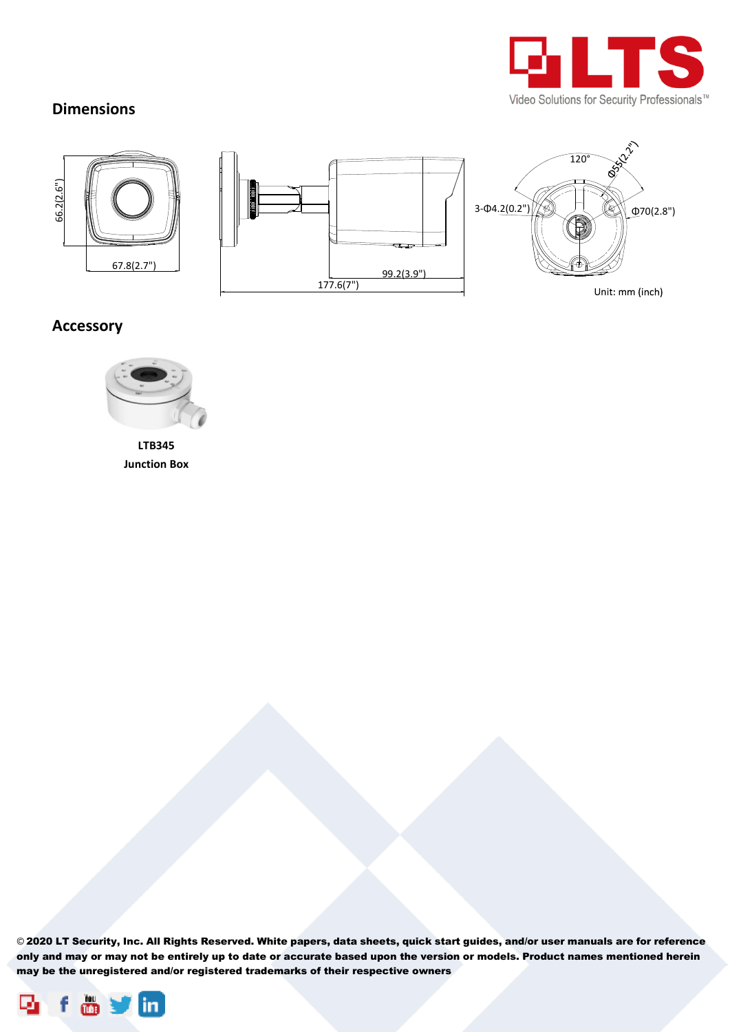## Dimensions

66.2(2.6")

67.8(2.7")

99.2(3.9")

177.6(7")

120°

Φ55(2.2")

3-Φ4.2(0.2")

Φ70(2.8")

Unit: mm (inch)

## Accessory

**LTB345**

**Junction Box**

**© 2020 LT Security, Inc. All Rights Reserved. White papers, data sheets, quick start guides, and/or user manuals are for reference only and may or may not be entirely up to date or accurate based upon the version or models. Product names mentioned herein may be the unregistered and/or registered trademarks of their respective owners**